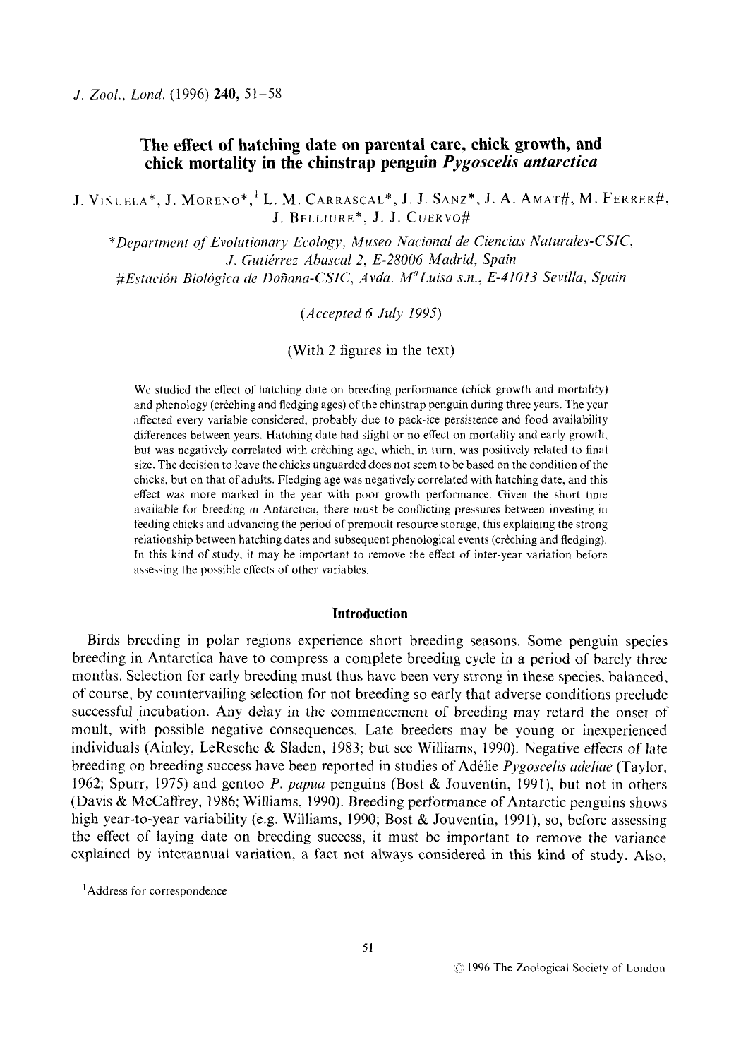# The effect of hatching date on parental care, chick growth, and chick mortality in the chinstrap penguin *Pygoscelis antarctica*

J. Viñuela*, J. Moreno*,[1] L. M. Carrascal*, J. J. Sanz*, J. A. Amat#, M. Ferrer#, J. Belliure*, J. J. Cuervo#

*Department of Evolutionary Ecology, Museo Nacional de Ciencias Naturales-CSIC, J. Gutiérrez Abascal 2, E-28006 Madrid, Spain

#Estación Biológica de Doñana-CSIC, Avda. Mª Luisa s.n., E-41013 Sevilla, Spain

*(Accepted 6 July 1995)*

(With 2 figures in the text)

We studied the effect of hatching date on breeding performance (chick growth and mortality) and phenology (crèching and fledging ages) of the chinstrap penguin during three years. The year affected every variable considered, probably due to pack-ice persistence and food availability differences between years. Hatching date had slight or no effect on mortality and early growth, but was negatively correlated with crèching age, which, in turn, was positively related to final size. The decision to leave the chicks unguarded does not seem to be based on the condition of the chicks, but on that of adults. Fledging age was negatively correlated with hatching date, and this effect was more marked in the year with poor growth performance. Given the short time available for breeding in Antarctica, there must be conflicting pressures between investing in feeding chicks and advancing the period of premoult resource storage, this explaining the strong relationship between hatching dates and subsequent phenological events (crèching and fledging). In this kind of study, it may be important to remove the effect of inter-year variation before assessing the possible effects of other variables.

## Introduction

Birds breeding in polar regions experience short breeding seasons. Some penguin species breeding in Antarctica have to compress a complete breeding cycle in a period of barely three months. Selection for early breeding must thus have been very strong in these species, balanced, of course, by countervailing selection for not breeding so early that adverse conditions preclude successful incubation. Any delay in the commencement of breeding may retard the onset of moult, with possible negative consequences. Late breeders may be young or inexperienced individuals (Ainley, LeResche & Sladen, 1983; but see Williams, 1990). Negative effects of late breeding on breeding success have been reported in studies of Adélie *Pygoscelis adeliae* (Taylor, 1962; Spurr, 1975) and gentoo *P. papua* penguins (Bost & Jouventin, 1991), but not in others (Davis & McCaffrey, 1986; Williams, 1990). Breeding performance of Antarctic penguins shows high year-to-year variability (e.g. Williams, 1990; Bost & Jouventin, 1991), so, before assessing the effect of laying date on breeding success, it must be important to remove the variance explained by interannual variation, a fact not always considered in this kind of study. Also,

[1] Address for correspondence

© 1996 The Zoological Society of London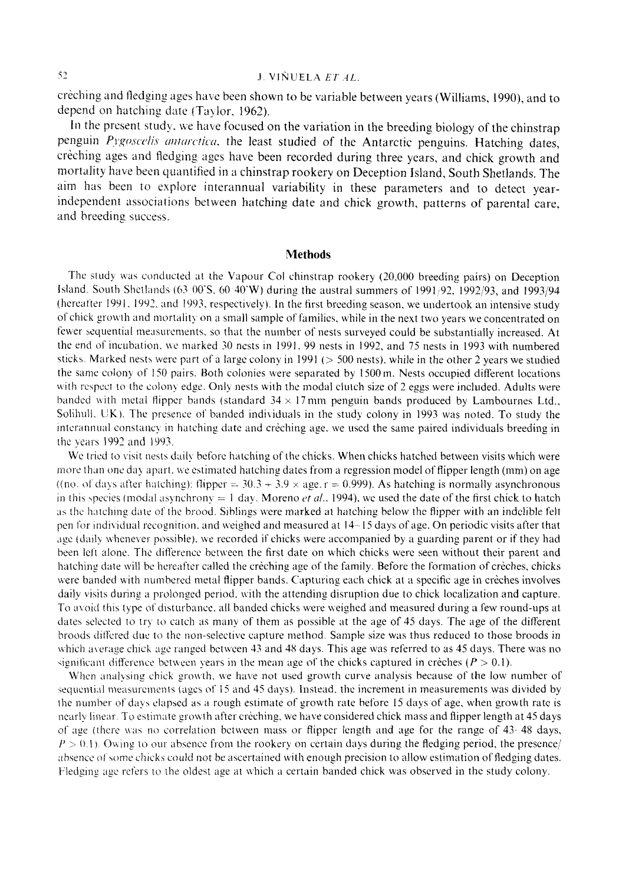crèching and fledging ages have been shown to be variable between years (Williams, 1990), and to depend on hatching date (Taylor, 1962).

In the present study, we have focused on the variation in the breeding biology of the chinstrap penguin *Pygoscelis antarctica*, the least studied of the Antarctic penguins. Hatching dates, crèching ages and fledging ages have been recorded during three years, and chick growth and mortality have been quantified in a chinstrap rookery on Deception Island, South Shetlands. The aim has been to explore interannual variability in these parameters and to detect year-independent associations between hatching date and chick growth, patterns of parental care, and breeding success.

## Methods

The study was conducted at the Vapour Col chinstrap rookery (20,000 breeding pairs) on Deception Island, South Shetlands (63°00'S, 60°40'W) during the austral summers of 1991/92, 1992/93, and 1993/94 (hereafter 1991, 1992, and 1993, respectively). In the first breeding season, we undertook an intensive study of chick growth and mortality on a small sample of families, while in the next two years we concentrated on fewer sequential measurements, so that the number of nests surveyed could be substantially increased. At the end of incubation, we marked 30 nests in 1991, 99 nests in 1992, and 75 nests in 1993 with numbered sticks. Marked nests were part of a large colony in 1991 (> 500 nests), while in the other 2 years we studied the same colony of 150 pairs. Both colonies were separated by 1500 m. Nests occupied different locations with respect to the colony edge. Only nests with the modal clutch size of 2 eggs were included. Adults were banded with metal flipper bands (standard $34 \times 17$ mm penguin bands produced by Lambournes Ltd., Solihull, UK). The presence of banded individuals in the study colony in 1993 was noted. To study the interannual constancy in hatching date and crèching age, we used the same paired individuals breeding in the years 1992 and 1993.

We tried to visit nests daily before hatching of the chicks. When chicks hatched between visits which were more than one day apart, we estimated hatching dates from a regression model of flipper length (mm) on age ((no. of days after hatching): flipper $= 30.3 + 3.9 \times$ age, $r = 0.999$). As hatching is normally asynchronous in this species (modal asynchrony = 1 day, Moreno *et al.*, 1994), we used the date of the first chick to hatch as the hatching date of the brood. Siblings were marked at hatching below the flipper with an indelible felt pen for individual recognition, and weighed and measured at 14–15 days of age. On periodic visits after that age (daily whenever possible), we recorded if chicks were accompanied by a guarding parent or if they had been left alone. The difference between the first date on which chicks were seen without their parent and hatching date will be hereafter called the crèching age of the family. Before the formation of crèches, chicks were banded with numbered metal flipper bands. Capturing each chick at a specific age in crèches involves daily visits during a prolonged period, with the attending disruption due to chick localization and capture. To avoid this type of disturbance, all banded chicks were weighed and measured during a few round-ups at dates selected to try to catch as many of them as possible at the age of 45 days. The age of the different broods differed due to the non-selective capture method. Sample size was thus reduced to those broods in which average chick age ranged between 43 and 48 days. This age was referred to as 45 days. There was no significant difference between years in the mean age of the chicks captured in crèches ($P > 0.1$).

When analysing chick growth, we have not used growth curve analysis because of the low number of sequential measurements (ages of 15 and 45 days). Instead, the increment in measurements was divided by the number of days elapsed as a rough estimate of growth rate before 15 days of age, when growth rate is nearly linear. To estimate growth after crèching, we have considered chick mass and flipper length at 45 days of age (there was no correlation between mass or flipper length and age for the range of 43–48 days, $P > 0.1$). Owing to our absence from the rookery on certain days during the fledging period, the presence/absence of some chicks could not be ascertained with enough precision to allow estimation of fledging dates. Fledging age refers to the oldest age at which a certain banded chick was observed in the study colony.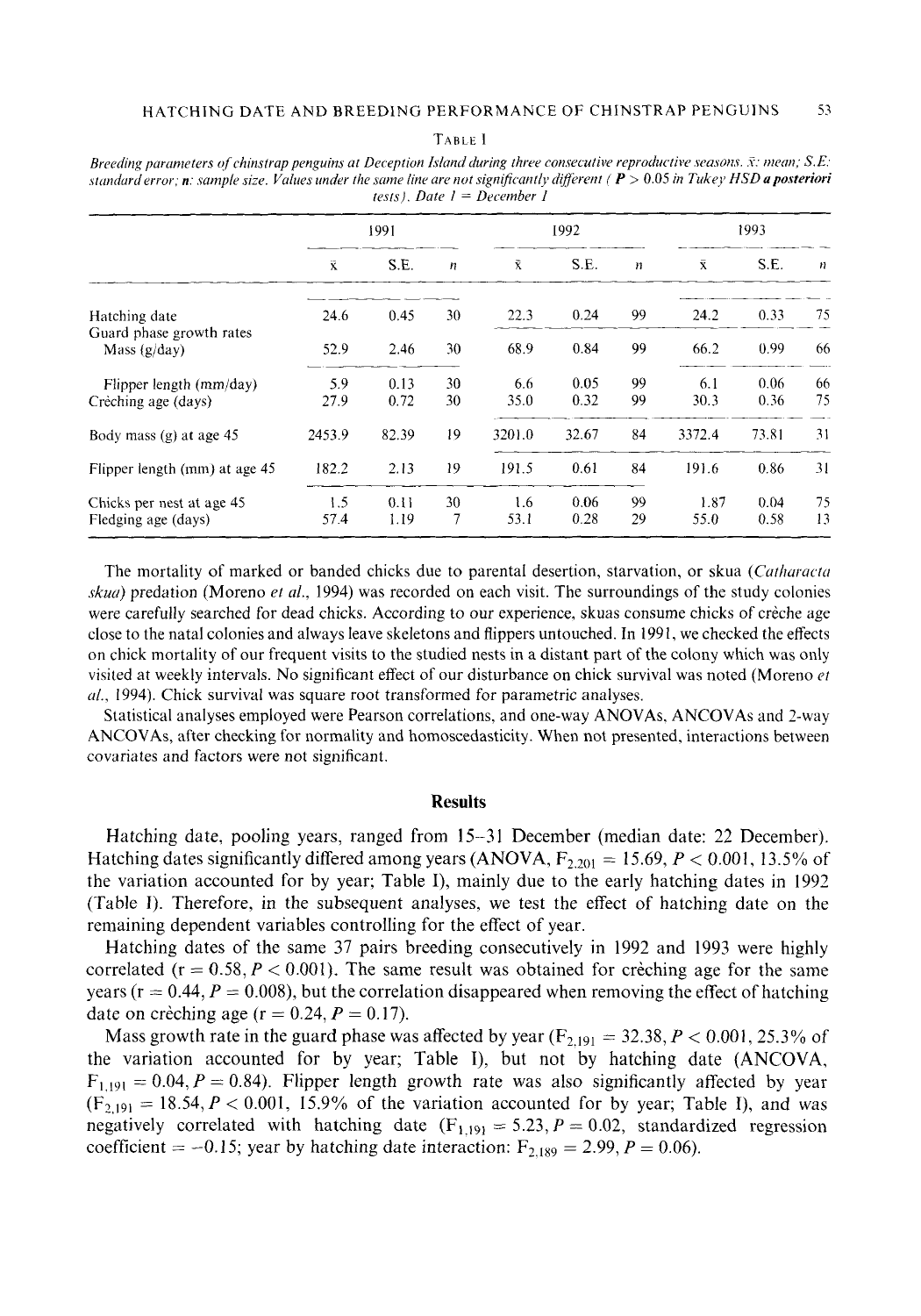TABLE I

*Breeding parameters of chinstrap penguins at Deception Island during three consecutive reproductive seasons. x̄: mean; S.E: standard error; **n**: sample size. Values under the same line are not significantly different (**P** > 0.05 in Tukey HSD **a posteriori** tests). Date 1 = December 1*

| | 1991 | | | 1992 | | | 1993 | | |
|---|---|---|---|---|---|---|---|---|---|
| | x̄ | S.E. | n | x̄ | S.E. | n | x̄ | S.E. | n |
| Hatching date | 24.6 | 0.45 | 30 | 22.3 | 0.24 | 99 | 24.2 | 0.33 | 75 |
| Guard phase growth rates | | | | | | | | | |
| Mass (g/day) | 52.9 | 2.46 | 30 | 68.9 | 0.84 | 99 | 66.2 | 0.99 | 66 |
| Flipper length (mm/day) | 5.9 | 0.13 | 30 | 6.6 | 0.05 | 99 | 6.1 | 0.06 | 66 |
| Crèching age (days) | 27.9 | 0.72 | 30 | 35.0 | 0.32 | 99 | 30.3 | 0.36 | 75 |
| Body mass (g) at age 45 | 2453.9 | 82.39 | 19 | 3201.0 | 32.67 | 84 | 3372.4 | 73.81 | 31 |
| Flipper length (mm) at age 45 | 182.2 | 2.13 | 19 | 191.5 | 0.61 | 84 | 191.6 | 0.86 | 31 |
| Chicks per nest at age 45 | 1.5 | 0.11 | 30 | 1.6 | 0.06 | 99 | 1.87 | 0.04 | 75 |
| Fledging age (days) | 57.4 | 1.19 | 7 | 53.1 | 0.28 | 29 | 55.0 | 0.58 | 13 |

The mortality of marked or banded chicks due to parental desertion, starvation, or skua (*Catharacta skua*) predation (Moreno *et al.*, 1994) was recorded on each visit. The surroundings of the study colonies were carefully searched for dead chicks. According to our experience, skuas consume chicks of crèche age close to the natal colonies and always leave skeletons and flippers untouched. In 1991, we checked the effects on chick mortality of our frequent visits to the studied nests in a distant part of the colony which was only visited at weekly intervals. No significant effect of our disturbance on chick survival was noted (Moreno *et al.*, 1994). Chick survival was square root transformed for parametric analyses.

Statistical analyses employed were Pearson correlations, and one-way ANOVAs, ANCOVAs and 2-way ANCOVAs, after checking for normality and homoscedasticity. When not presented, interactions between covariates and factors were not significant.

## Results

Hatching date, pooling years, ranged from 15–31 December (median date: 22 December). Hatching dates significantly differed among years (ANOVA, $F_{2,201} = 15.69$, $P < 0.001$, 13.5% of the variation accounted for by year; Table I), mainly due to the early hatching dates in 1992 (Table I). Therefore, in the subsequent analyses, we test the effect of hatching date on the remaining dependent variables controlling for the effect of year.

Hatching dates of the same 37 pairs breeding consecutively in 1992 and 1993 were highly correlated ($r = 0.58$, $P < 0.001$). The same result was obtained for crèching age for the same years ($r = 0.44$, $P = 0.008$), but the correlation disappeared when removing the effect of hatching date on crèching age ($r = 0.24$, $P = 0.17$).

Mass growth rate in the guard phase was affected by year ($F_{2,191} = 32.38$, $P < 0.001$, 25.3% of the variation accounted for by year; Table I), but not by hatching date (ANCOVA, $F_{1,191} = 0.04$, $P = 0.84$). Flipper length growth rate was also significantly affected by year ($F_{2,191} = 18.54$, $P < 0.001$, 15.9% of the variation accounted for by year; Table I), and was negatively correlated with hatching date ($F_{1,191} = 5.23$, $P = 0.02$, standardized regression coefficient $= -0.15$; year by hatching date interaction: $F_{2,189} = 2.99$, $P = 0.06$).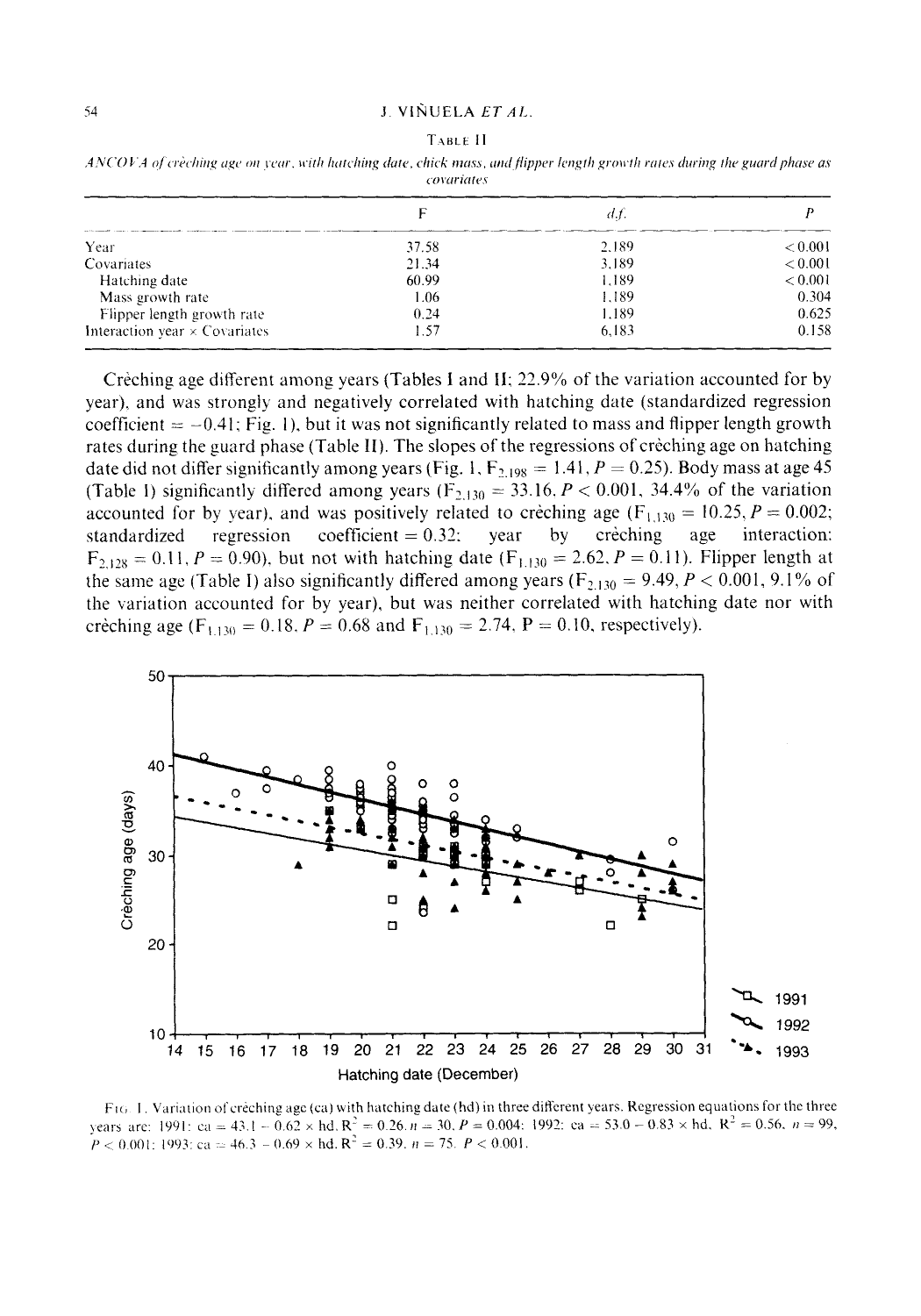TABLE II

*ANCOVA of crèching age on year, with hatching date, chick mass, and flipper length growth rates during the guard phase as covariates*

| | F | d.f. | P |
|---|---|---|---|
| Year | 37.58 | 2,189 | < 0.001 |
| Covariates | 21.34 | 3,189 | < 0.001 |
| Hatching date | 60.99 | 1,189 | < 0.001 |
| Mass growth rate | 1.06 | 1,189 | 0.304 |
| Flipper length growth rate | 0.24 | 1,189 | 0.625 |
| Interaction year × Covariates | 1.57 | 6,183 | 0.158 |

Crèching age different among years (Tables I and II; 22.9% of the variation accounted for by year), and was strongly and negatively correlated with hatching date (standardized regression coefficient = −0.41; Fig. 1), but it was not significantly related to mass and flipper length growth rates during the guard phase (Table II). The slopes of the regressions of crèching age on hatching date did not differ significantly among years (Fig. 1, $F_{2,198} = 1.41$, $P = 0.25$). Body mass at age 45 (Table I) significantly differed among years ($F_{2,130} = 33.16$, $P < 0.001$, 34.4% of the variation accounted for by year), and was positively related to crèching age ($F_{1,130} = 10.25$, $P = 0.002$; standardized regression coefficient = 0.32; year by crèching age interaction: $F_{2,128} = 0.11$, $P = 0.90$), but not with hatching date ($F_{1,130} = 2.62$, $P = 0.11$). Flipper length at the same age (Table I) also significantly differed among years ($F_{2,130} = 9.49$, $P < 0.001$, 9.1% of the variation accounted for by year), but was neither correlated with hatching date nor with crèching age ($F_{1,130} = 0.18$, $P = 0.68$ and $F_{1,130} = 2.74$, $P = 0.10$, respectively).

FIG. 1. Variation of crèching age (ca) with hatching date (hd) in three different years. Regression equations for the three years are: 1991: ca = 43.1 − 0.62 × hd, $R^2 = 0.26$, $n = 30$, $P = 0.004$; 1992: ca = 53.0 − 0.83 × hd, $R^2 = 0.56$, $n = 99$, $P < 0.001$; 1993: ca = 46.3 − 0.69 × hd, $R^2 = 0.39$, $n = 75$, $P < 0.001$.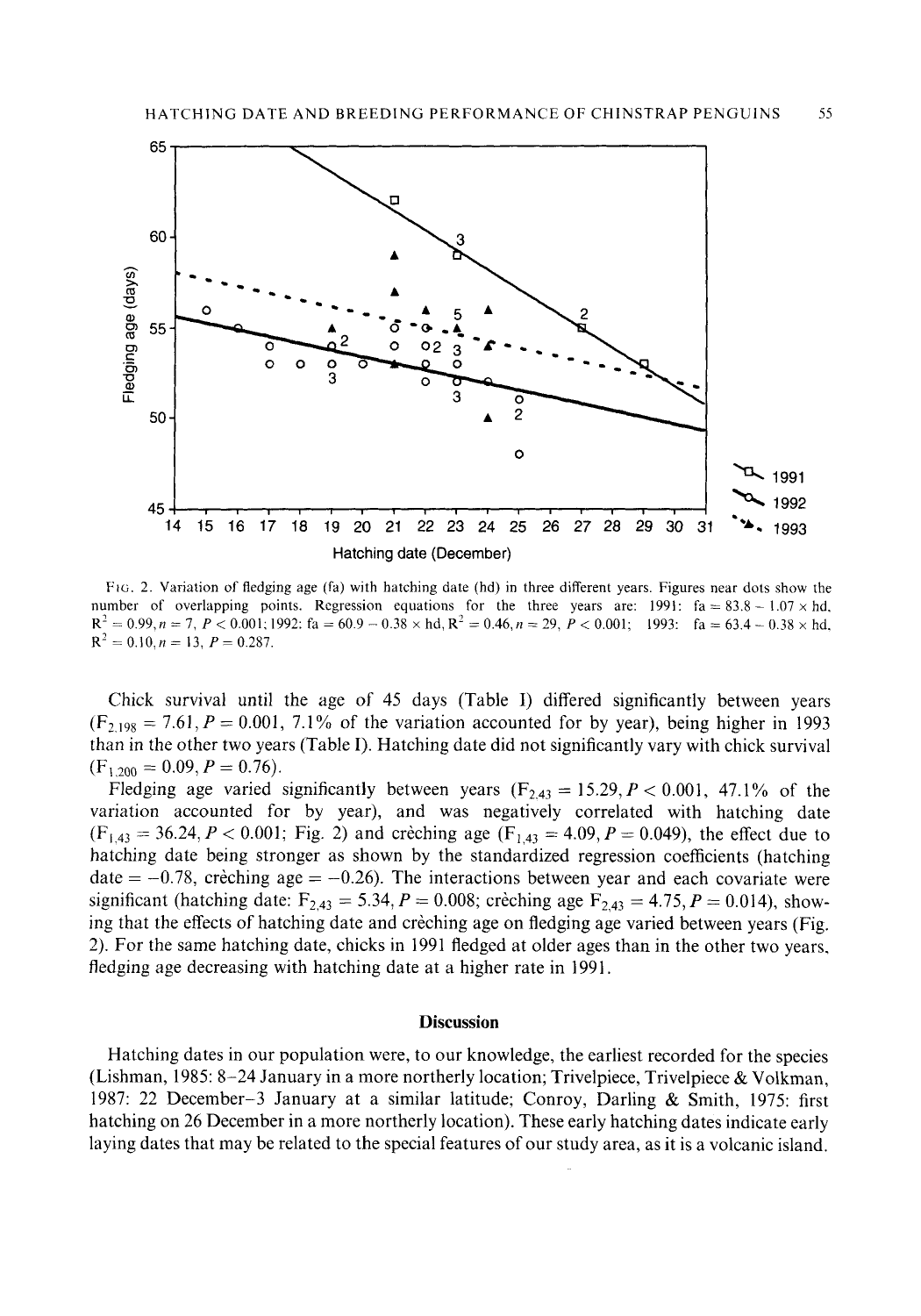FIG. 2. Variation of fledging age (fa) with hatching date (hd) in three different years. Figures near dots show the number of overlapping points. Regression equations for the three years are: 1991: fa = 83.8 − 1.07 × hd, $R^2 = 0.99, n = 7, P < 0.001$; 1992: fa = 60.9 − 0.38 × hd, $R^2 = 0.46, n = 29, P < 0.001$; 1993: fa = 63.4 − 0.38 × hd, $R^2 = 0.10, n = 13, P = 0.287$.

Chick survival until the age of 45 days (Table I) differed significantly between years ($F_{2,198} = 7.61, P = 0.001$, 7.1% of the variation accounted for by year), being higher in 1993 than in the other two years (Table I). Hatching date did not significantly vary with chick survival ($F_{1,200} = 0.09, P = 0.76$).

Fledging age varied significantly between years ($F_{2,43} = 15.29, P < 0.001$, 47.1% of the variation accounted for by year), and was negatively correlated with hatching date ($F_{1,43} = 36.24, P < 0.001$; Fig. 2) and crèching age ($F_{1,43} = 4.09, P = 0.049$), the effect due to hatching date being stronger as shown by the standardized regression coefficients (hatching date = −0.78, crèching age = −0.26). The interactions between year and each covariate were significant (hatching date: $F_{2,43} = 5.34, P = 0.008$; crèching age $F_{2,43} = 4.75, P = 0.014$), showing that the effects of hatching date and crèching age on fledging age varied between years (Fig. 2). For the same hatching date, chicks in 1991 fledged at older ages than in the other two years, fledging age decreasing with hatching date at a higher rate in 1991.

## Discussion

Hatching dates in our population were, to our knowledge, the earliest recorded for the species (Lishman, 1985: 8–24 January in a more northerly location; Trivelpiece, Trivelpiece & Volkman, 1987: 22 December–3 January at a similar latitude; Conroy, Darling & Smith, 1975: first hatching on 26 December in a more northerly location). These early hatching dates indicate early laying dates that may be related to the special features of our study area, as it is a volcanic island.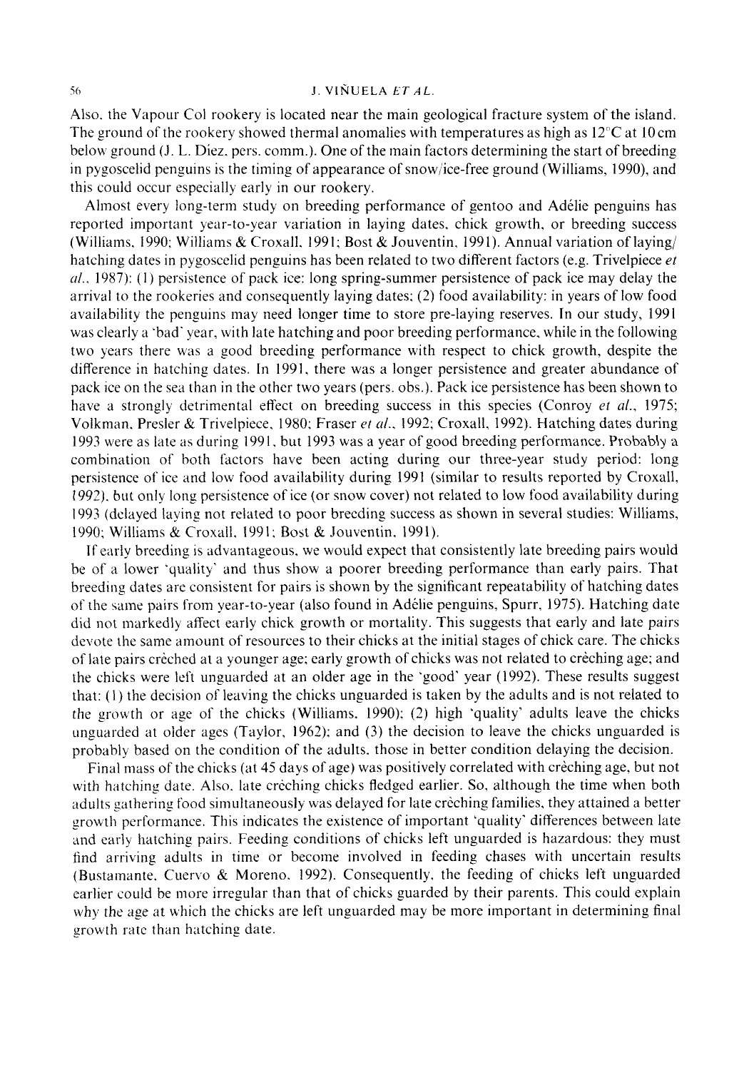Also, the Vapour Col rookery is located near the main geological fracture system of the island. The ground of the rookery showed thermal anomalies with temperatures as high as 12°C at 10 cm below ground (J. L. Diez, pers. comm.). One of the main factors determining the start of breeding in pygoscelid penguins is the timing of appearance of snow/ice-free ground (Williams, 1990), and this could occur especially early in our rookery.

Almost every long-term study on breeding performance of gentoo and Adélie penguins has reported important year-to-year variation in laying dates, chick growth, or breeding success (Williams, 1990; Williams & Croxall, 1991; Bost & Jouventin, 1991). Annual variation of laying/hatching dates in pygoscelid penguins has been related to two different factors (e.g. Trivelpiece *et al.*, 1987): (1) persistence of pack ice: long spring-summer persistence of pack ice may delay the arrival to the rookeries and consequently laying dates; (2) food availability: in years of low food availability the penguins may need longer time to store pre-laying reserves. In our study, 1991 was clearly a 'bad' year, with late hatching and poor breeding performance, while in the following two years there was a good breeding performance with respect to chick growth, despite the difference in hatching dates. In 1991, there was a longer persistence and greater abundance of pack ice on the sea than in the other two years (pers. obs.). Pack ice persistence has been shown to have a strongly detrimental effect on breeding success in this species (Conroy *et al.*, 1975; Volkman, Presler & Trivelpiece, 1980; Fraser *et al.*, 1992; Croxall, 1992). Hatching dates during 1993 were as late as during 1991, but 1993 was a year of good breeding performance. Probably a combination of both factors have been acting during our three-year study period: long persistence of ice and low food availability during 1991 (similar to results reported by Croxall, 1992), but only long persistence of ice (or snow cover) not related to low food availability during 1993 (delayed laying not related to poor breeding success as shown in several studies: Williams, 1990; Williams & Croxall, 1991; Bost & Jouventin, 1991).

If early breeding is advantageous, we would expect that consistently late breeding pairs would be of a lower 'quality' and thus show a poorer breeding performance than early pairs. That breeding dates are consistent for pairs is shown by the significant repeatability of hatching dates of the same pairs from year-to-year (also found in Adélie penguins, Spurr, 1975). Hatching date did not markedly affect early chick growth or mortality. This suggests that early and late pairs devote the same amount of resources to their chicks at the initial stages of chick care. The chicks of late pairs crèched at a younger age; early growth of chicks was not related to crèching age; and the chicks were left unguarded at an older age in the 'good' year (1992). These results suggest that: (1) the decision of leaving the chicks unguarded is taken by the adults and is not related to the growth or age of the chicks (Williams, 1990); (2) high 'quality' adults leave the chicks unguarded at older ages (Taylor, 1962); and (3) the decision to leave the chicks unguarded is probably based on the condition of the adults, those in better condition delaying the decision.

Final mass of the chicks (at 45 days of age) was positively correlated with crèching age, but not with hatching date. Also, late crèching chicks fledged earlier. So, although the time when both adults gathering food simultaneously was delayed for late crèching families, they attained a better growth performance. This indicates the existence of important 'quality' differences between late and early hatching pairs. Feeding conditions of chicks left unguarded is hazardous: they must find arriving adults in time or become involved in feeding chases with uncertain results (Bustamante, Cuervo & Moreno, 1992). Consequently, the feeding of chicks left unguarded earlier could be more irregular than that of chicks guarded by their parents. This could explain why the age at which the chicks are left unguarded may be more important in determining final growth rate than hatching date.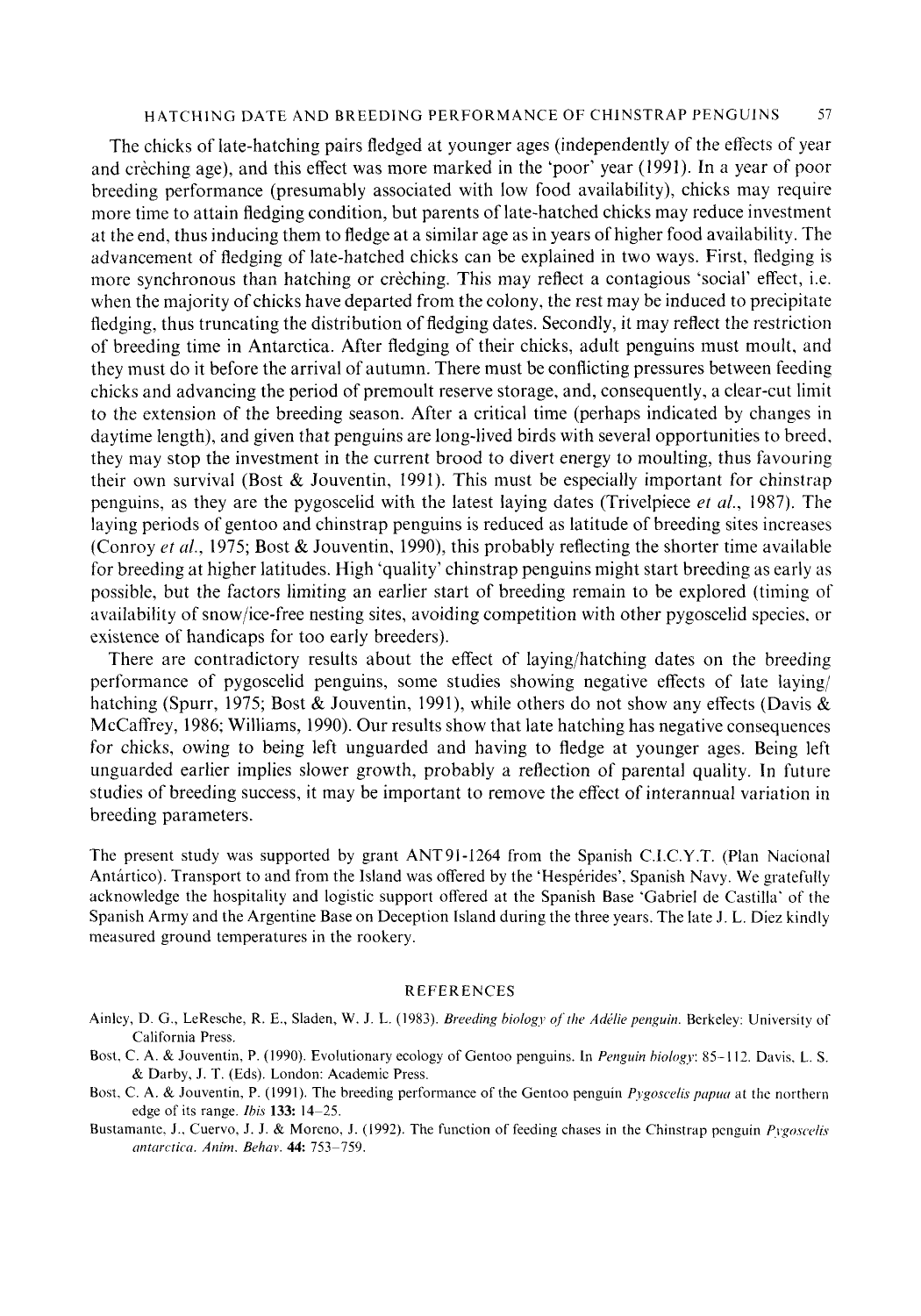The chicks of late-hatching pairs fledged at younger ages (independently of the effects of year and crèching age), and this effect was more marked in the 'poor' year (1991). In a year of poor breeding performance (presumably associated with low food availability), chicks may require more time to attain fledging condition, but parents of late-hatched chicks may reduce investment at the end, thus inducing them to fledge at a similar age as in years of higher food availability. The advancement of fledging of late-hatched chicks can be explained in two ways. First, fledging is more synchronous than hatching or crèching. This may reflect a contagious 'social' effect, i.e. when the majority of chicks have departed from the colony, the rest may be induced to precipitate fledging, thus truncating the distribution of fledging dates. Secondly, it may reflect the restriction of breeding time in Antarctica. After fledging of their chicks, adult penguins must moult, and they must do it before the arrival of autumn. There must be conflicting pressures between feeding chicks and advancing the period of premoult reserve storage, and, consequently, a clear-cut limit to the extension of the breeding season. After a critical time (perhaps indicated by changes in daytime length), and given that penguins are long-lived birds with several opportunities to breed, they may stop the investment in the current brood to divert energy to moulting, thus favouring their own survival (Bost & Jouventin, 1991). This must be especially important for chinstrap penguins, as they are the pygoscelid with the latest laying dates (Trivelpiece *et al.*, 1987). The laying periods of gentoo and chinstrap penguins is reduced as latitude of breeding sites increases (Conroy *et al.*, 1975; Bost & Jouventin, 1990), this probably reflecting the shorter time available for breeding at higher latitudes. High 'quality' chinstrap penguins might start breeding as early as possible, but the factors limiting an earlier start of breeding remain to be explored (timing of availability of snow/ice-free nesting sites, avoiding competition with other pygoscelid species, or existence of handicaps for too early breeders).

There are contradictory results about the effect of laying/hatching dates on the breeding performance of pygoscelid penguins, some studies showing negative effects of late laying/hatching (Spurr, 1975; Bost & Jouventin, 1991), while others do not show any effects (Davis & McCaffrey, 1986; Williams, 1990). Our results show that late hatching has negative consequences for chicks, owing to being left unguarded and having to fledge at younger ages. Being left unguarded earlier implies slower growth, probably a reflection of parental quality. In future studies of breeding success, it may be important to remove the effect of interannual variation in breeding parameters.

The present study was supported by grant ANT91-1264 from the Spanish C.I.C.Y.T. (Plan Nacional Antártico). Transport to and from the Island was offered by the 'Hespérides', Spanish Navy. We gratefully acknowledge the hospitality and logistic support offered at the Spanish Base 'Gabriel de Castilla' of the Spanish Army and the Argentine Base on Deception Island during the three years. The late J. L. Diez kindly measured ground temperatures in the rookery.

## REFERENCES

Ainley, D. G., LeResche, R. E., Sladen, W. J. L. (1983). *Breeding biology of the Adélie penguin*. Berkeley: University of California Press.

Bost, C. A. & Jouventin, P. (1990). Evolutionary ecology of Gentoo penguins. In *Penguin biology*: 85–112. Davis, L. S. & Darby, J. T. (Eds). London: Academic Press.

Bost, C. A. & Jouventin, P. (1991). The breeding performance of the Gentoo penguin *Pygoscelis papua* at the northern edge of its range. *Ibis* **133:** 14–25.

Bustamante, J., Cuervo, J. J. & Moreno, J. (1992). The function of feeding chases in the Chinstrap penguin *Pygoscelis antarctica*. *Anim. Behav.* **44:** 753–759.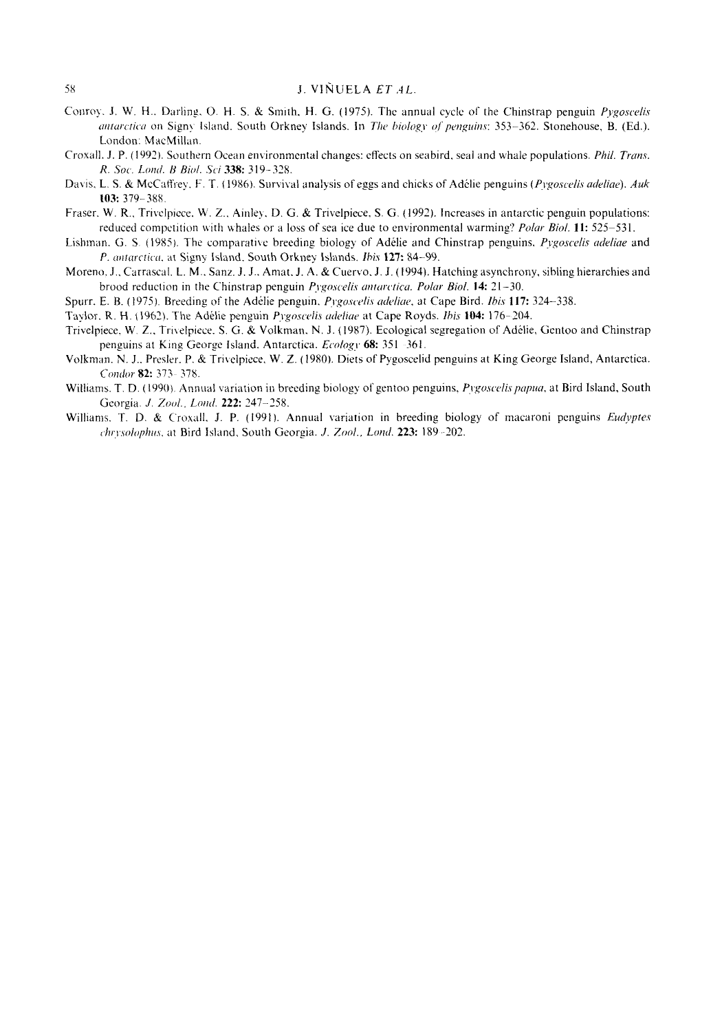Conroy, J. W. H., Darling, O. H. S. & Smith, H. G. (1975). The annual cycle of the Chinstrap penguin *Pygoscelis antarctica* on Signy Island, South Orkney Islands. In *The biology of penguins*: 353–362. Stonehouse, B. (Ed.). London: MacMillan.

Croxall, J. P. (1992). Southern Ocean environmental changes: effects on seabird, seal and whale populations. *Phil. Trans. R. Soc. Lond. B Biol. Sci* **338:** 319–328.

Davis, L. S. & McCaffrey, F. T. (1986). Survival analysis of eggs and chicks of Adélie penguins (*Pygoscelis adeliae*). *Auk* **103:** 379–388.

Fraser, W. R., Trivelpiece, W. Z., Ainley, D. G. & Trivelpiece, S. G. (1992). Increases in antarctic penguin populations: reduced competition with whales or a loss of sea ice due to environmental warming? *Polar Biol.* **11:** 525–531.

Lishman, G. S. (1985). The comparative breeding biology of Adélie and Chinstrap penguins, *Pygoscelis adeliae* and *P. antarctica*, at Signy Island, South Orkney Islands. *Ibis* **127:** 84–99.

Moreno, J., Carrascal, L. M., Sanz, J. J., Amat, J. A. & Cuervo, J. J. (1994). Hatching asynchrony, sibling hierarchies and brood reduction in the Chinstrap penguin *Pygoscelis antarctica*. *Polar Biol.* **14:** 21–30.

Spurr, E. B. (1975). Breeding of the Adélie penguin, *Pygoscelis adeliae*, at Cape Bird. *Ibis* **117:** 324–338.

Taylor, R. H. (1962). The Adélie penguin *Pygoscelis adeliae* at Cape Royds. *Ibis* **104:** 176–204.

Trivelpiece, W. Z., Trivelpiece, S. G. & Volkman, N. J. (1987). Ecological segregation of Adélie, Gentoo and Chinstrap penguins at King George Island, Antarctica. *Ecology* **68:** 351–361.

Volkman, N. J., Presler, P. & Trivelpiece, W. Z. (1980). Diets of Pygoscelid penguins at King George Island, Antarctica. *Condor* **82:** 373–378.

Williams, T. D. (1990). Annual variation in breeding biology of gentoo penguins, *Pygoscelis papua*, at Bird Island, South Georgia. *J. Zool., Lond.* **222:** 247–258.

Williams, T. D. & Croxall, J. P. (1991). Annual variation in breeding biology of macaroni penguins *Eudyptes chrysolophus*, at Bird Island, South Georgia. *J. Zool., Lond.* **223:** 189–202.